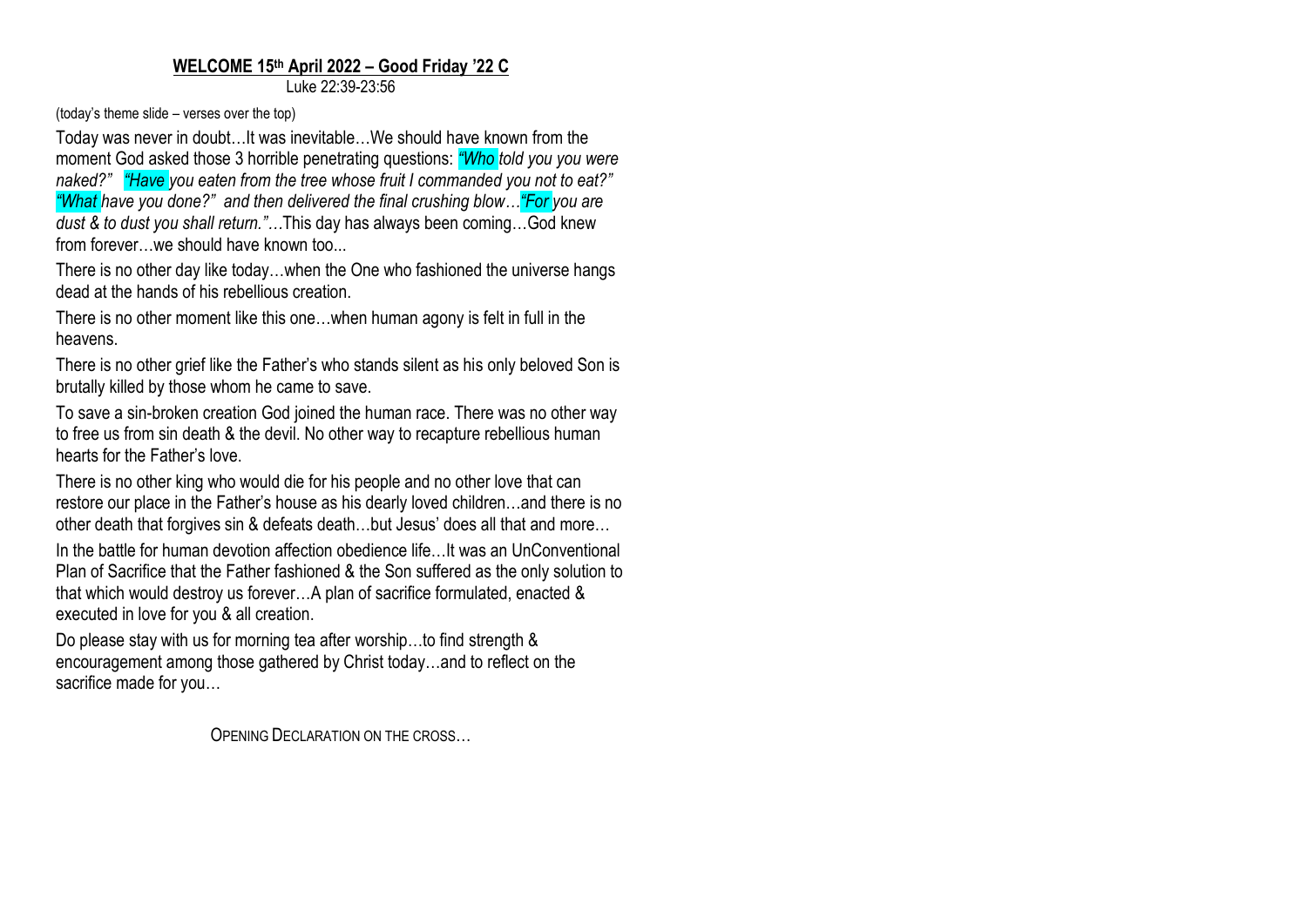**WELCOME 15th April 2022 – Good Friday '22 C**

Luke 22:39-23:56

(today's theme slide – verses over the top)

Today was never in doubt…It was inevitable…We should have known from the moment God asked those 3 horrible penetrating questions: *"Who told you you were naked?" "Have you eaten from the tree whose fruit I commanded you not to eat?" "What have you done?" and then delivered the final crushing blow…"For you are dust & to dust you shall return."*…This day has always been coming…God knew from forever…we should have known too...

There is no other day like today…when the One who fashioned the universe hangs dead at the hands of his rebellious creation.

There is no other moment like this one…when human agony is felt in full in the heavens.

There is no other grief like the Father's who stands silent as his only beloved Son is brutally killed by those whom he came to save.

To save a sin-broken creation God joined the human race. There was no other way to free us from sin death & the devil. No other way to recapture rebellious human hearts for the Father's love.

There is no other king who would die for his people and no other love that can restore our place in the Father's house as his dearly loved children…and there is no other death that forgives sin & defeats death…but Jesus' does all that and more…

In the battle for human devotion affection obedience life…It was an UnConventional Plan of Sacrifice that the Father fashioned & the Son suffered as the only solution to that which would destroy us forever…A plan of sacrifice formulated, enacted & executed in love for you & all creation.

Do please stay with us for morning tea after worship…to find strength & encouragement among those gathered by Christ today…and to reflect on the sacrifice made for you…

OPENING DECLARATION ON THE CROSS…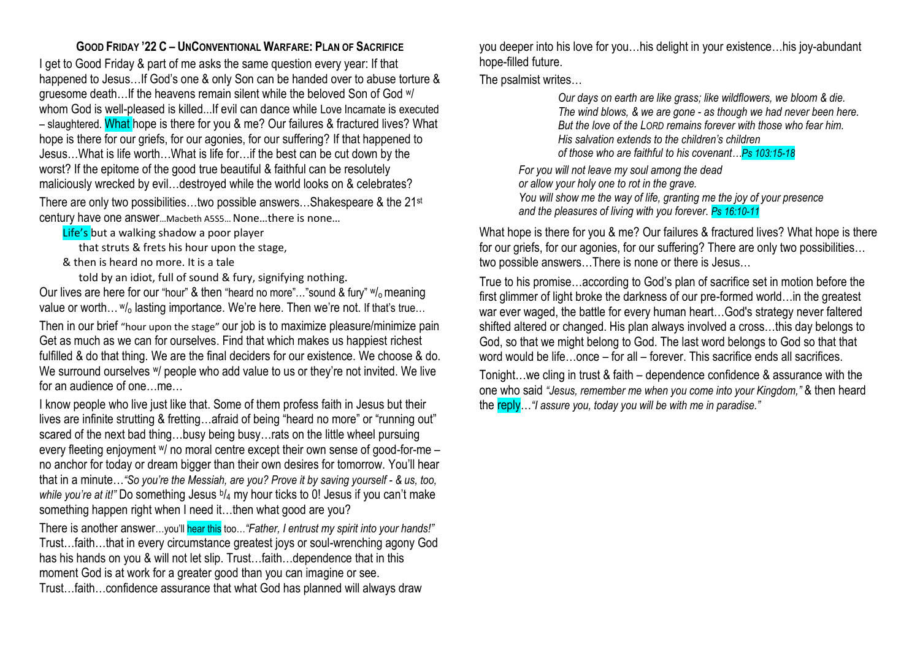## GOOD FRIDAY '22 C – UNCONVENTIONAL WARFARE: PLAN OF SACRIFICE

I get to Good Friday & part of me asks the same question every year: If that happened to Jesus…If God's one & only Son can be handed over to abuse torture & gruesome death…If the heavens remain silent while the beloved Son of God w/ whom God is well-pleased is killed...If evil can dance while Love Incarnate is executed – slaughtered. What hope is there for you & me? Our failures & fractured lives? What hope is there for our griefs, for our agonies, for our suffering? If that happened to Jesus…What is life worth…What is life for…if the best can be cut down by the worst? If the epitome of the good true beautiful & faithful can be resolutely maliciously wrecked by evil…destroyed while the world looks on & celebrates?

There are only two possibilities…two possible answers…Shakespeare & the 21st century have one answer…Macbeth A5S5… None…there is none…

> Life's but a walking shadow a poor player
> that struts & frets his hour upon the stage,
> & then is heard no more. It is a tale
> told by an idiot, full of sound & fury, signifying nothing.

Our lives are here for our "hour" & then "heard no more"…"sound & fury" w/o meaning value or worth… w/o lasting importance. We're here. Then we're not. If that's true…

Then in our brief "hour upon the stage" our job is to maximize pleasure/minimize pain Get as much as we can for ourselves. Find that which makes us happiest richest fulfilled & do that thing. We are the final deciders for our existence. We choose & do. We surround ourselves w/ people who add value to us or they're not invited. We live for an audience of one…me…

I know people who live just like that. Some of them profess faith in Jesus but their lives are infinite strutting & fretting…afraid of being "heard no more" or "running out" scared of the next bad thing…busy being busy…rats on the little wheel pursuing every fleeting enjoyment w/ no moral centre except their own sense of good-for-me – no anchor for today or dream bigger than their own desires for tomorrow. You'll hear that in a minute…*"So you're the Messiah, are you? Prove it by saving yourself - & us, too, while you're at it!"* Do something Jesus b/4 my hour ticks to 0! Jesus if you can't make something happen right when I need it…then what good are you?

There is another answer…you'll hear this too…*"Father, I entrust my spirit into your hands!"* Trust…faith…that in every circumstance greatest joys or soul-wrenching agony God has his hands on you & will not let slip. Trust…faith…dependence that in this moment God is at work for a greater good than you can imagine or see. Trust…faith…confidence assurance that what God has planned will always draw you deeper into his love for you…his delight in your existence…his joy-abundant hope-filled future.

The psalmist writes…

> *Our days on earth are like grass; like wildflowers, we bloom & die.*
> *The wind blows, & we are gone - as though we had never been here.*
> *But the love of the LORD remains forever with those who fear him.*
> *His salvation extends to the children's children*
> *of those who are faithful to his covenant…Ps 103:15-18*

> *For you will not leave my soul among the dead*
> *or allow your holy one to rot in the grave.*
> *You will show me the way of life, granting me the joy of your presence*
> *and the pleasures of living with you forever. Ps 16:10-11*

What hope is there for you & me? Our failures & fractured lives? What hope is there for our griefs, for our agonies, for our suffering? There are only two possibilities…two possible answers…There is none or there is Jesus…

True to his promise…according to God's plan of sacrifice set in motion before the first glimmer of light broke the darkness of our pre-formed world…in the greatest war ever waged, the battle for every human heart…God's strategy never faltered shifted altered or changed. His plan always involved a cross…this day belongs to God, so that we might belong to God. The last word belongs to God so that that word would be life…once – for all – forever. This sacrifice ends all sacrifices.

Tonight…we cling in trust & faith – dependence confidence & assurance with the one who said *"Jesus, remember me when you come into your Kingdom,"* & then heard the reply…*"I assure you, today you will be with me in paradise."*